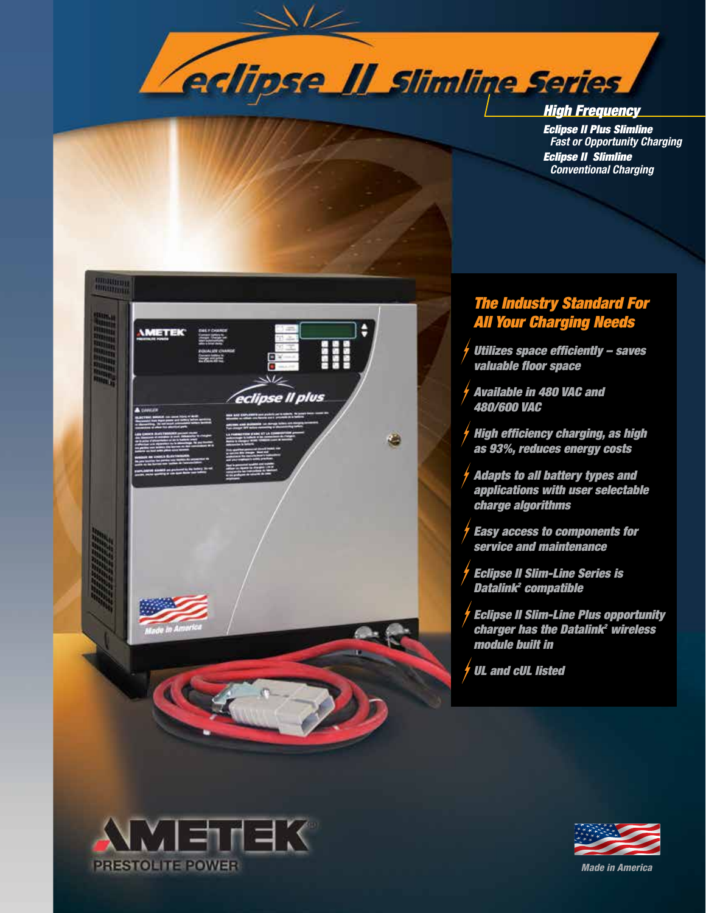# eclipse II Slimline Series

## High Frequency

***Eclipse II Plus Slimline***
*Fast or Opportunity Charging*

***Eclipse II Slimline***
*Conventional Charging*

## The Industry Standard For All Your Charging Needs

- ***Utilizes space efficiently – saves valuable floor space***
- ***Available in 480 VAC and 480/600 VAC***
- ***High efficiency charging, as high as 93%, reduces energy costs***
- ***Adapts to all battery types and applications with user selectable charge algorithms***
- ***Easy access to components for service and maintenance***
- ***Eclipse II Slim-Line Series is Datalink² compatible***
- ***Eclipse II Slim-Line Plus opportunity charger has the Datalink² wireless module built in***
- ***UL and cUL listed***

AMETEK PRESTOLITE POWER

*Made in America*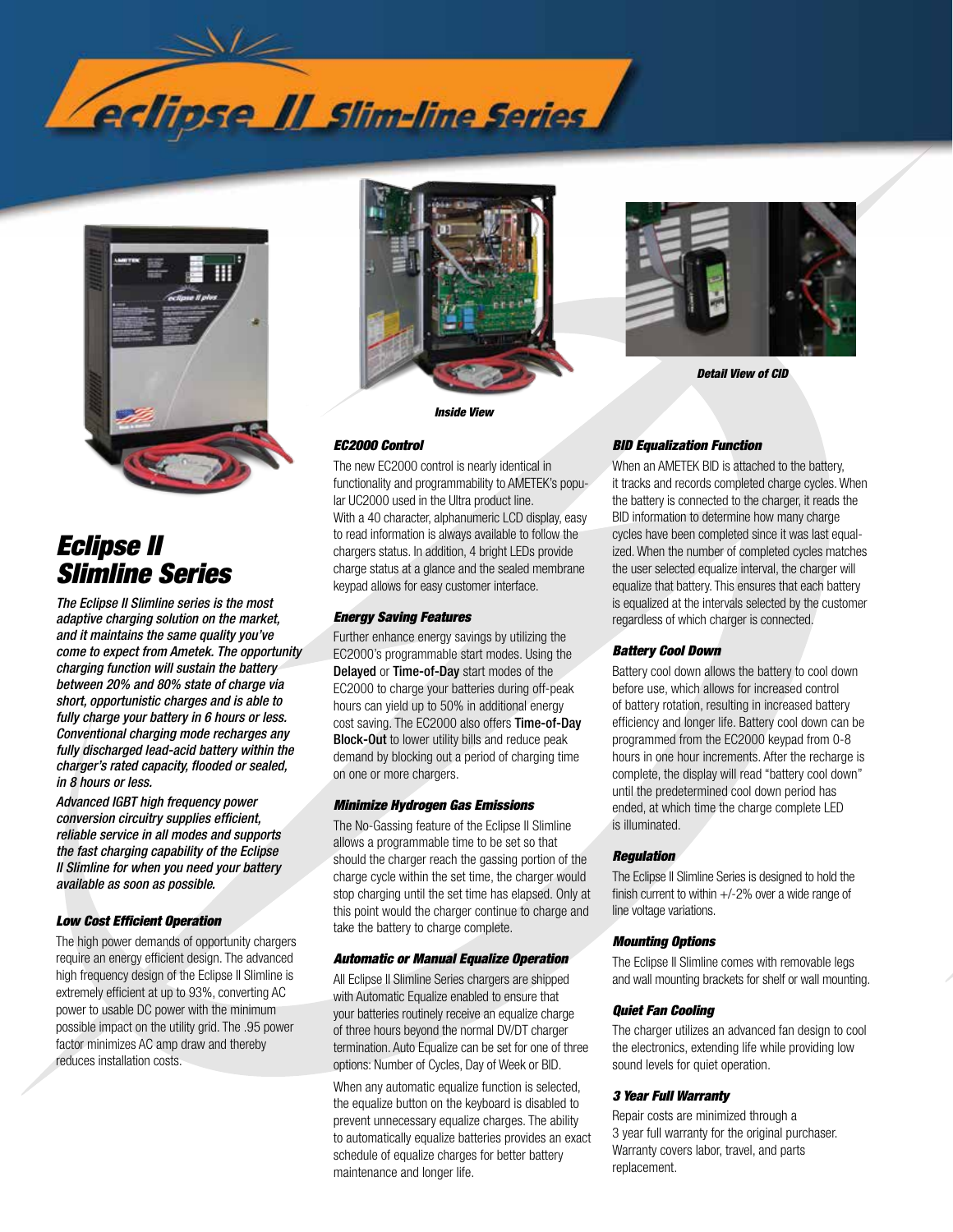# Eclipse II Slim-line Series

*Inside View*

*Detail View of CID*

## Eclipse II Slimline Series

***The Eclipse II Slimline series is the most adaptive charging solution on the market, and it maintains the same quality you've come to expect from Ametek. The opportunity charging function will sustain the battery between 20% and 80% state of charge via short, opportunistic charges and is able to fully charge your battery in 6 hours or less. Conventional charging mode recharges any fully discharged lead-acid battery within the charger's rated capacity, flooded or sealed, in 8 hours or less.***

***Advanced IGBT high frequency power conversion circuitry supplies efficient, reliable service in all modes and supports the fast charging capability of the Eclipse II Slimline for when you need your battery available as soon as possible.***

### Low Cost Efficient Operation

The high power demands of opportunity chargers require an energy efficient design. The advanced high frequency design of the Eclipse II Slimline is extremely efficient at up to 93%, converting AC power to usable DC power with the minimum possible impact on the utility grid. The .95 power factor minimizes AC amp draw and thereby reduces installation costs.

### EC2000 Control

The new EC2000 control is nearly identical in functionality and programmability to AMETEK's popular UC2000 used in the Ultra product line. With a 40 character, alphanumeric LCD display, easy to read information is always available to follow the chargers status. In addition, 4 bright LEDs provide charge status at a glance and the sealed membrane keypad allows for easy customer interface.

### Energy Saving Features

Further enhance energy savings by utilizing the EC2000's programmable start modes. Using the **Delayed** or **Time-of-Day** start modes of the EC2000 to charge your batteries during off-peak hours can yield up to 50% in additional energy cost saving. The EC2000 also offers **Time-of-Day Block-Out** to lower utility bills and reduce peak demand by blocking out a period of charging time on one or more chargers.

### Minimize Hydrogen Gas Emissions

The No-Gassing feature of the Eclipse II Slimline allows a programmable time to be set so that should the charger reach the gassing portion of the charge cycle within the set time, the charger would stop charging until the set time has elapsed. Only at this point would the charger continue to charge and take the battery to charge complete.

### Automatic or Manual Equalize Operation

All Eclipse II Slimline Series chargers are shipped with Automatic Equalize enabled to ensure that your batteries routinely receive an equalize charge of three hours beyond the normal DV/DT charger termination. Auto Equalize can be set for one of three options: Number of Cycles, Day of Week or BID.

When any automatic equalize function is selected, the equalize button on the keyboard is disabled to prevent unnecessary equalize charges. The ability to automatically equalize batteries provides an exact schedule of equalize charges for better battery maintenance and longer life.

### BID Equalization Function

When an AMETEK BID is attached to the battery, it tracks and records completed charge cycles. When the battery is connected to the charger, it reads the BID information to determine how many charge cycles have been completed since it was last equalized. When the number of completed cycles matches the user selected equalize interval, the charger will equalize that battery. This ensures that each battery is equalized at the intervals selected by the customer regardless of which charger is connected.

### Battery Cool Down

Battery cool down allows the battery to cool down before use, which allows for increased control of battery rotation, resulting in increased battery efficiency and longer life. Battery cool down can be programmed from the EC2000 keypad from 0-8 hours in one hour increments. After the recharge is complete, the display will read "battery cool down" until the predetermined cool down period has ended, at which time the charge complete LED is illuminated.

### Regulation

The Eclipse II Slimline Series is designed to hold the finish current to within +/-2% over a wide range of line voltage variations.

### Mounting Options

The Eclipse II Slimline comes with removable legs and wall mounting brackets for shelf or wall mounting.

### Quiet Fan Cooling

The charger utilizes an advanced fan design to cool the electronics, extending life while providing low sound levels for quiet operation.

### 3 Year Full Warranty

Repair costs are minimized through a 3 year full warranty for the original purchaser. Warranty covers labor, travel, and parts replacement.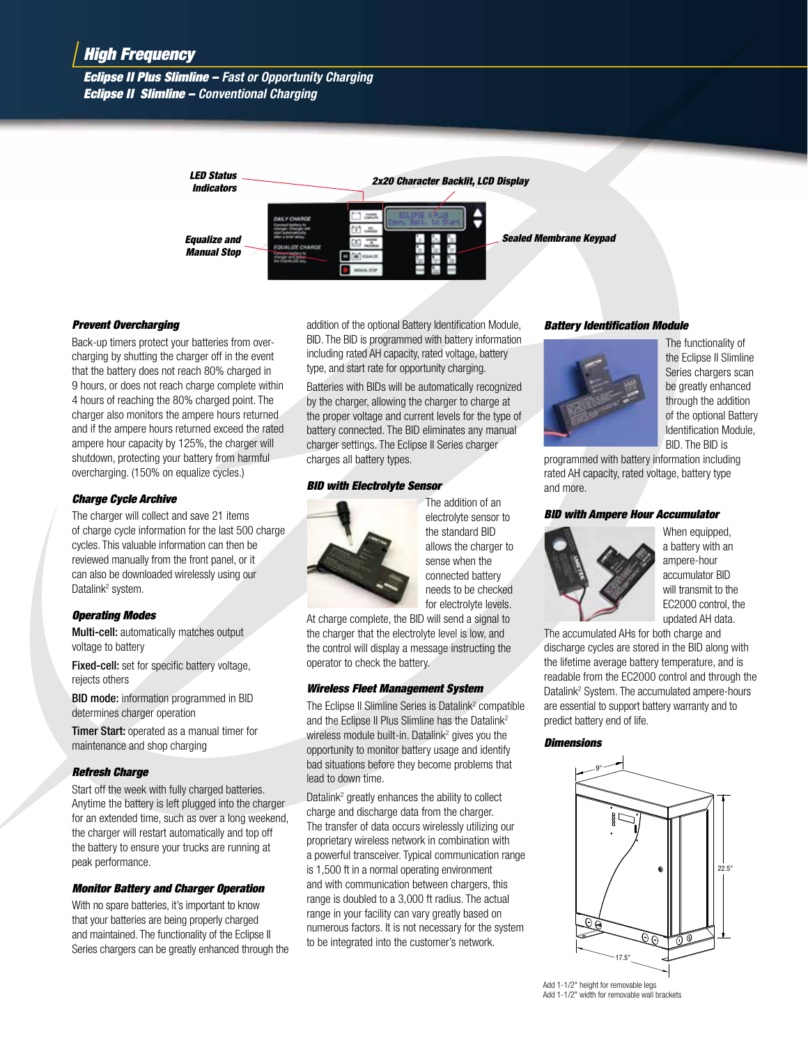## High Frequency

### *Eclipse II Plus Slimline – Fast or Opportunity Charging*
### *Eclipse II Slimline – Conventional Charging*

LED Status Indicators

2x20 Character Backlit, LCD Display

Equalize and Manual Stop

Sealed Membrane Keypad

#### *Prevent Overcharging*

Back-up timers protect your batteries from over-charging by shutting the charger off in the event that the battery does not reach 80% charged in 9 hours, or does not reach charge complete within 4 hours of reaching the 80% charged point. The charger also monitors the ampere hours returned and if the ampere hours returned exceed the rated ampere hour capacity by 125%, the charger will shutdown, protecting your battery from harmful overcharging. (150% on equalize cycles.)

#### *Charge Cycle Archive*

The charger will collect and save 21 items of charge cycle information for the last 500 charge cycles. This valuable information can then be reviewed manually from the front panel, or it can also be downloaded wirelessly using our Datalink[2] system.

#### *Operating Modes*

**Multi-cell:** automatically matches output voltage to battery

**Fixed-cell:** set for specific battery voltage, rejects others

**BID mode:** information programmed in BID determines charger operation

**Timer Start:** operated as a manual timer for maintenance and shop charging

#### *Refresh Charge*

Start off the week with fully charged batteries. Anytime the battery is left plugged into the charger for an extended time, such as over a long weekend, the charger will restart automatically and top off the battery to ensure your trucks are running at peak performance.

#### *Monitor Battery and Charger Operation*

With no spare batteries, it's important to know that your batteries are being properly charged and maintained. The functionality of the Eclipse II Series chargers can be greatly enhanced through the addition of the optional Battery Identification Module, BID. The BID is programmed with battery information including rated AH capacity, rated voltage, battery type, and start rate for opportunity charging.

Batteries with BIDs will be automatically recognized by the charger, allowing the charger to charge at the proper voltage and current levels for the type of battery connected. The BID eliminates any manual charger settings. The Eclipse II Series charger charges all battery types.

#### *BID with Electrolyte Sensor*

The addition of an electrolyte sensor to the standard BID allows the charger to sense when the connected battery needs to be checked for electrolyte levels. At charge complete, the BID will send a signal to the charger that the electrolyte level is low, and the control will display a message instructing the operator to check the battery.

#### *Wireless Fleet Management System*

The Eclipse II Slimline Series is Datalink[2] compatible and the Eclipse II Plus Slimline has the Datalink[2] wireless module built-in. Datalink[2] gives you the opportunity to monitor battery usage and identify bad situations before they become problems that lead to down time.

Datalink[2] greatly enhances the ability to collect charge and discharge data from the charger. The transfer of data occurs wirelessly utilizing our proprietary wireless network in combination with a powerful transceiver. Typical communication range is 1,500 ft in a normal operating environment and with communication between chargers, this range is doubled to a 3,000 ft radius. The actual range in your facility can vary greatly based on numerous factors. It is not necessary for the system to be integrated into the customer's network.

#### *Battery Identification Module*

The functionality of the Eclipse II Slimline Series chargers scan be greatly enhanced through the addition of the optional Battery Identification Module, BID. The BID is programmed with battery information including rated AH capacity, rated voltage, battery type and more.

#### *BID with Ampere Hour Accumulator*

When equipped, a battery with an ampere-hour accumulator BID will transmit to the EC2000 control, the updated AH data. The accumulated AHs for both charge and discharge cycles are stored in the BID along with the lifetime average battery temperature, and is readable from the EC2000 control and through the Datalink[2] System. The accumulated ampere-hours are essential to support battery warranty and to predict battery end of life.

#### *Dimensions*

9"

22.5"

17.5"

Add 1-1/2" height for removable legs
Add 1-1/2" width for removable wall brackets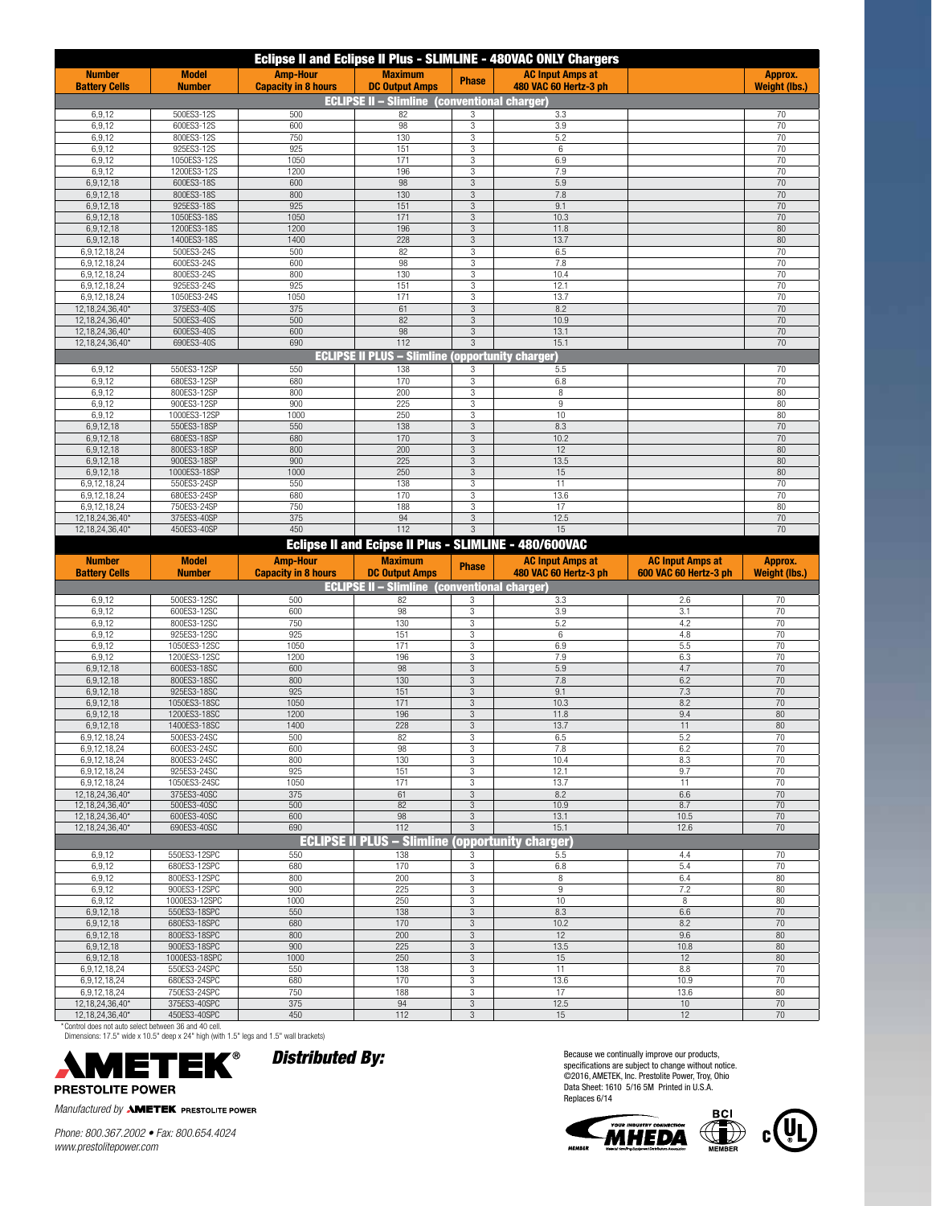## Eclipse II and Eclipse II Plus - SLIMLINE - 480VAC ONLY Chargers

| Number Battery Cells | Model Number | Amp-Hour Capacity in 8 hours | Maximum DC Output Amps | Phase | AC Input Amps at 480 VAC 60 Hertz-3 ph | | Approx. Weight (lbs.) |
|---|---|---|---|---|---|---|---|
| **ECLIPSE II – Slimline (conventional charger)** | | | | | | | |
| 6,9,12 | 500ES3-12S | 500 | 82 | 3 | 3.3 | | 70 |
| 6,9,12 | 600ES3-12S | 600 | 98 | 3 | 3.9 | | 70 |
| 6,9,12 | 800ES3-12S | 750 | 130 | 3 | 5.2 | | 70 |
| 6,9,12 | 925ES3-12S | 925 | 151 | 3 | 6 | | 70 |
| 6,9,12 | 1050ES3-12S | 1050 | 171 | 3 | 6.9 | | 70 |
| 6,9,12 | 1200ES3-12S | 1200 | 196 | 3 | 7.9 | | 70 |
| 6,9,12,18 | 600ES3-18S | 600 | 98 | 3 | 5.9 | | 70 |
| 6,9,12,18 | 800ES3-18S | 800 | 130 | 3 | 7.8 | | 70 |
| 6,9,12,18 | 925ES3-18S | 925 | 151 | 3 | 9.1 | | 70 |
| 6,9,12,18 | 1050ES3-18S | 1050 | 171 | 3 | 10.3 | | 70 |
| 6,9,12,18 | 1200ES3-18S | 1200 | 196 | 3 | 11.8 | | 80 |
| 6,9,12,18 | 1400ES3-18S | 1400 | 228 | 3 | 13.7 | | 80 |
| 6,9,12,18,24 | 500ES3-24S | 500 | 82 | 3 | 6.5 | | 70 |
| 6,9,12,18,24 | 600ES3-24S | 600 | 98 | 3 | 7.8 | | 70 |
| 6,9,12,18,24 | 800ES3-24S | 800 | 130 | 3 | 10.4 | | 70 |
| 6,9,12,18,24 | 925ES3-24S | 925 | 151 | 3 | 12.1 | | 70 |
| 6,9,12,18,24 | 1050ES3-24S | 1050 | 171 | 3 | 13.7 | | 70 |
| 12,18,24,36,40* | 375ES3-40S | 375 | 61 | 3 | 8.2 | | 70 |
| 12,18,24,36,40* | 500ES3-40S | 500 | 82 | 3 | 10.9 | | 70 |
| 12,18,24,36,40* | 600ES3-40S | 600 | 98 | 3 | 13.1 | | 70 |
| 12,18,24,36,40* | 690ES3-40S | 690 | 112 | 3 | 15.1 | | 70 |
| **ECLIPSE II PLUS – Slimline (opportunity charger)** | | | | | | | |
| 6,9,12 | 550ES3-12SP | 550 | 138 | 3 | 5.5 | | 70 |
| 6,9,12 | 680ES3-12SP | 680 | 170 | 3 | 6.8 | | 70 |
| 6,9,12 | 800ES3-12SP | 800 | 200 | 3 | 8 | | 80 |
| 6,9,12 | 900ES3-12SP | 900 | 225 | 3 | 9 | | 80 |
| 6,9,12 | 1000ES3-12SP | 1000 | 250 | 3 | 10 | | 80 |
| 6,9,12,18 | 550ES3-18SP | 550 | 138 | 3 | 8.3 | | 70 |
| 6,9,12,18 | 680ES3-18SP | 680 | 170 | 3 | 10.2 | | 70 |
| 6,9,12,18 | 800ES3-18SP | 800 | 200 | 3 | 12 | | 80 |
| 6,9,12,18 | 900ES3-18SP | 900 | 225 | 3 | 13.5 | | 80 |
| 6,9,12,18 | 1000ES3-18SP | 1000 | 250 | 3 | 15 | | 80 |
| 6,9,12,18,24 | 550ES3-24SP | 550 | 138 | 3 | 11 | | 70 |
| 6,9,12,18,24 | 680ES3-24SP | 680 | 170 | 3 | 13.6 | | 70 |
| 6,9,12,18,24 | 750ES3-24SP | 750 | 188 | 3 | 17 | | 80 |
| 12,18,24,36,40* | 375ES3-40SP | 375 | 94 | 3 | 12.5 | | 70 |
| 12,18,24,36,40* | 450ES3-40SP | 450 | 112 | 3 | 15 | | 70 |

## Eclipse II and Ecipse II Plus - SLIMLINE - 480/600VAC

| Number Battery Cells | Model Number | Amp-Hour Capacity in 8 hours | Maximum DC Output Amps | Phase | AC Input Amps at 480 VAC 60 Hertz-3 ph | AC Input Amps at 600 VAC 60 Hertz-3 ph | Approx. Weight (lbs.) |
|---|---|---|---|---|---|---|---|
| **ECLIPSE II – Slimline (conventional charger)** | | | | | | | |
| 6,9,12 | 500ES3-12SC | 500 | 82 | 3 | 3.3 | 2.6 | 70 |
| 6,9,12 | 600ES3-12SC | 600 | 98 | 3 | 3.9 | 3.1 | 70 |
| 6,9,12 | 800ES3-12SC | 750 | 130 | 3 | 5.2 | 4.2 | 70 |
| 6,9,12 | 925ES3-12SC | 925 | 151 | 3 | 6 | 4.8 | 70 |
| 6,9,12 | 1050ES3-12SC | 1050 | 171 | 3 | 6.9 | 5.5 | 70 |
| 6,9,12 | 1200ES3-12SC | 1200 | 196 | 3 | 7.9 | 6.3 | 70 |
| 6,9,12,18 | 600ES3-18SC | 600 | 98 | 3 | 5.9 | 4.7 | 70 |
| 6,9,12,18 | 800ES3-18SC | 800 | 130 | 3 | 7.8 | 6.2 | 70 |
| 6,9,12,18 | 925ES3-18SC | 925 | 151 | 3 | 9.1 | 7.3 | 70 |
| 6,9,12,18 | 1050ES3-18SC | 1050 | 171 | 3 | 10.3 | 8.2 | 70 |
| 6,9,12,18 | 1200ES3-18SC | 1200 | 196 | 3 | 11.8 | 9.4 | 80 |
| 6,9,12,18 | 1400ES3-18SC | 1400 | 228 | 3 | 13.7 | 11 | 80 |
| 6,9,12,18,24 | 500ES3-24SC | 500 | 82 | 3 | 6.5 | 5.2 | 70 |
| 6,9,12,18,24 | 600ES3-24SC | 600 | 98 | 3 | 7.8 | 6.2 | 70 |
| 6,9,12,18,24 | 800ES3-24SC | 800 | 130 | 3 | 10.4 | 8.3 | 70 |
| 6,9,12,18,24 | 925ES3-24SC | 925 | 151 | 3 | 12.1 | 9.7 | 70 |
| 6,9,12,18,24 | 1050ES3-24SC | 1050 | 171 | 3 | 13.7 | 11 | 70 |
| 12,18,24,36,40* | 375ES3-40SC | 375 | 61 | 3 | 8.2 | 6.6 | 70 |
| 12,18,24,36,40* | 500ES3-40SC | 500 | 82 | 3 | 10.9 | 8.7 | 70 |
| 12,18,24,36,40* | 600ES3-40SC | 600 | 98 | 3 | 13.1 | 10.5 | 70 |
| 12,18,24,36,40* | 690ES3-40SC | 690 | 112 | 3 | 15.1 | 12.6 | 70 |
| **ECLIPSE II PLUS – Slimline (opportunity charger)** | | | | | | | |
| 6,9,12 | 550ES3-12SPC | 550 | 138 | 3 | 5.5 | 4.4 | 70 |
| 6,9,12 | 680ES3-12SPC | 680 | 170 | 3 | 6.8 | 5.4 | 70 |
| 6,9,12 | 800ES3-12SPC | 800 | 200 | 3 | 8 | 6.4 | 80 |
| 6,9,12 | 900ES3-12SPC | 900 | 225 | 3 | 9 | 7.2 | 80 |
| 6,9,12 | 1000ES3-12SPC | 1000 | 250 | 3 | 10 | 8 | 80 |
| 6,9,12,18 | 550ES3-18SPC | 550 | 138 | 3 | 8.3 | 6.6 | 70 |
| 6,9,12,18 | 680ES3-18SPC | 680 | 170 | 3 | 10.2 | 8.2 | 70 |
| 6,9,12,18 | 800ES3-18SPC | 800 | 200 | 3 | 12 | 9.6 | 80 |
| 6,9,12,18 | 900ES3-18SPC | 900 | 225 | 3 | 13.5 | 10.8 | 80 |
| 6,9,12,18 | 1000ES3-18SPC | 1000 | 250 | 3 | 15 | 12 | 80 |
| 6,9,12,18,24 | 550ES3-24SPC | 550 | 138 | 3 | 11 | 8.8 | 70 |
| 6,9,12,18,24 | 680ES3-24SPC | 680 | 170 | 3 | 13.6 | 10.9 | 70 |
| 6,9,12,18,24 | 750ES3-24SPC | 750 | 188 | 3 | 17 | 13.6 | 80 |
| 12,18,24,36,40* | 375ES3-40SPC | 375 | 94 | 3 | 12.5 | 10 | 70 |
| 12,18,24,36,40* | 450ES3-40SPC | 450 | 112 | 3 | 15 | 12 | 70 |

*Control does not auto select between 36 and 40 cell.
Dimensions: 17.5" wide x 10.5" deep x 24" high (with 1.5" legs and 1.5" wall brackets)

AMETEK®
PRESTOLITE POWER

*Manufactured by* AMETEK PRESTOLITE POWER

*Phone: 800.367.2002 • Fax: 800.654.4024*
*www.prestolitepower.com*

***Distributed By:***

Because we continually improve our products, specifications are subject to change without notice.
©2016, AMETEK, Inc. Prestolite Power, Troy, Ohio
Data Sheet: 1610 5/16 5M Printed in U.S.A.
Replaces 6/14

MHEDA MEMBER — BCI MEMBER — c UL